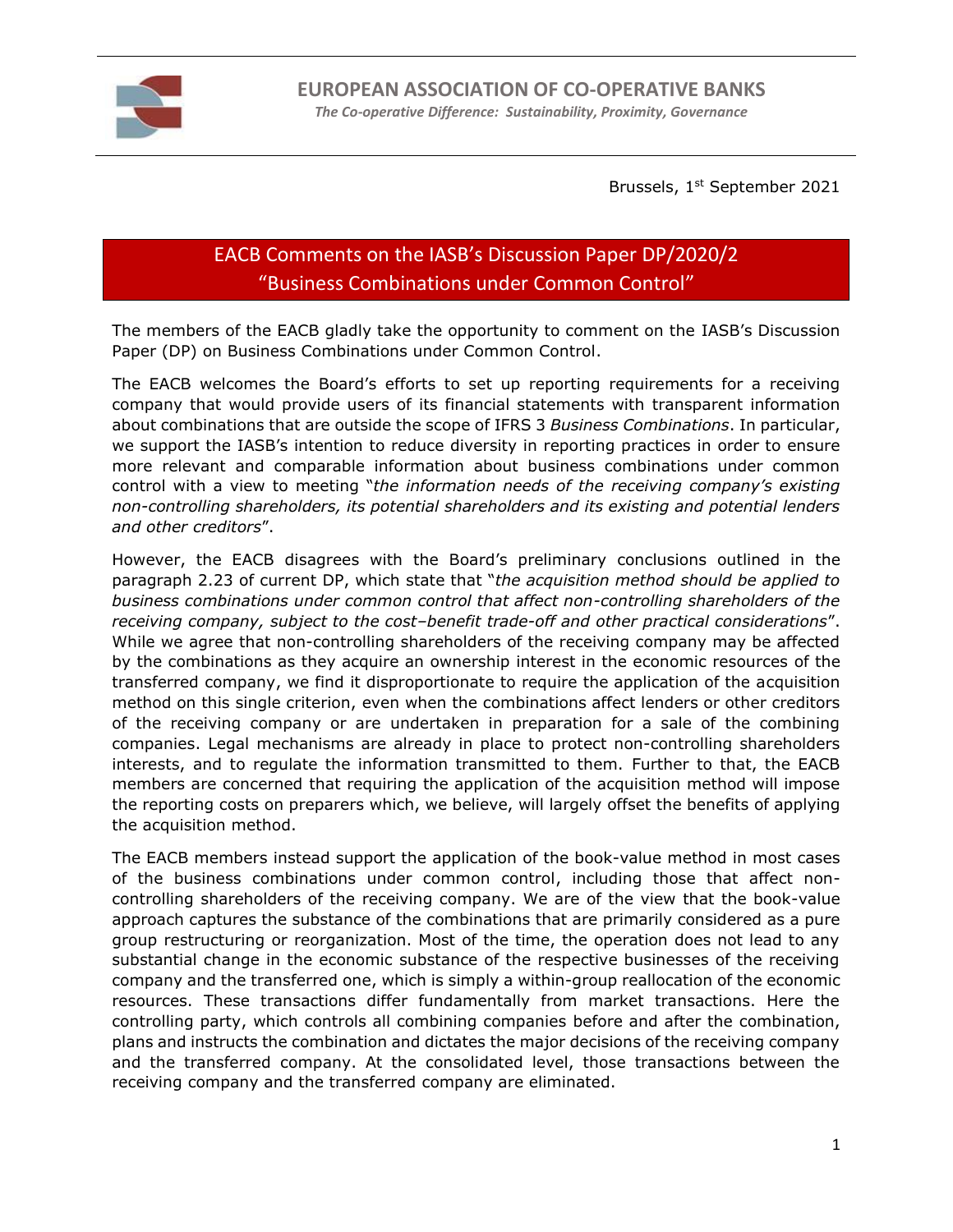**EUROPEAN ASSOCIATION OF CO-OPERATIVE BANKS**

*The Co-operative Difference: Sustainability, Proximity, Governance*

Brussels, 1st September 2021

# EACB Comments on the IASB's Discussion Paper DP/2020/2 "Business Combinations under Common Control"

The members of the EACB gladly take the opportunity to comment on the IASB's Discussion Paper (DP) on Business Combinations under Common Control.

The EACB welcomes the Board's efforts to set up reporting requirements for a receiving company that would provide users of its financial statements with transparent information about combinations that are outside the scope of IFRS 3 *Business Combinations*. In particular, we support the IASB's intention to reduce diversity in reporting practices in order to ensure more relevant and comparable information about business combinations under common control with a view to meeting "*the information needs of the receiving company's existing non-controlling shareholders, its potential shareholders and its existing and potential lenders and other creditors*".

However, the EACB disagrees with the Board's preliminary conclusions outlined in the paragraph 2.23 of current DP, which state that "*the acquisition method should be applied to business combinations under common control that affect non-controlling shareholders of the receiving company, subject to the cost–benefit trade-off and other practical considerations*". While we agree that non-controlling shareholders of the receiving company may be affected by the combinations as they acquire an ownership interest in the economic resources of the transferred company, we find it disproportionate to require the application of the acquisition method on this single criterion, even when the combinations affect lenders or other creditors of the receiving company or are undertaken in preparation for a sale of the combining companies. Legal mechanisms are already in place to protect non-controlling shareholders interests, and to regulate the information transmitted to them. Further to that, the EACB members are concerned that requiring the application of the acquisition method will impose the reporting costs on preparers which, we believe, will largely offset the benefits of applying the acquisition method.

The EACB members instead support the application of the book-value method in most cases of the business combinations under common control, including those that affect non-controlling shareholders of the receiving company. We are of the view that the book-value approach captures the substance of the combinations that are primarily considered as a pure group restructuring or reorganization. Most of the time, the operation does not lead to any substantial change in the economic substance of the respective businesses of the receiving company and the transferred one, which is simply a within-group reallocation of the economic resources. These transactions differ fundamentally from market transactions. Here the controlling party, which controls all combining companies before and after the combination, plans and instructs the combination and dictates the major decisions of the receiving company and the transferred company. At the consolidated level, those transactions between the receiving company and the transferred company are eliminated.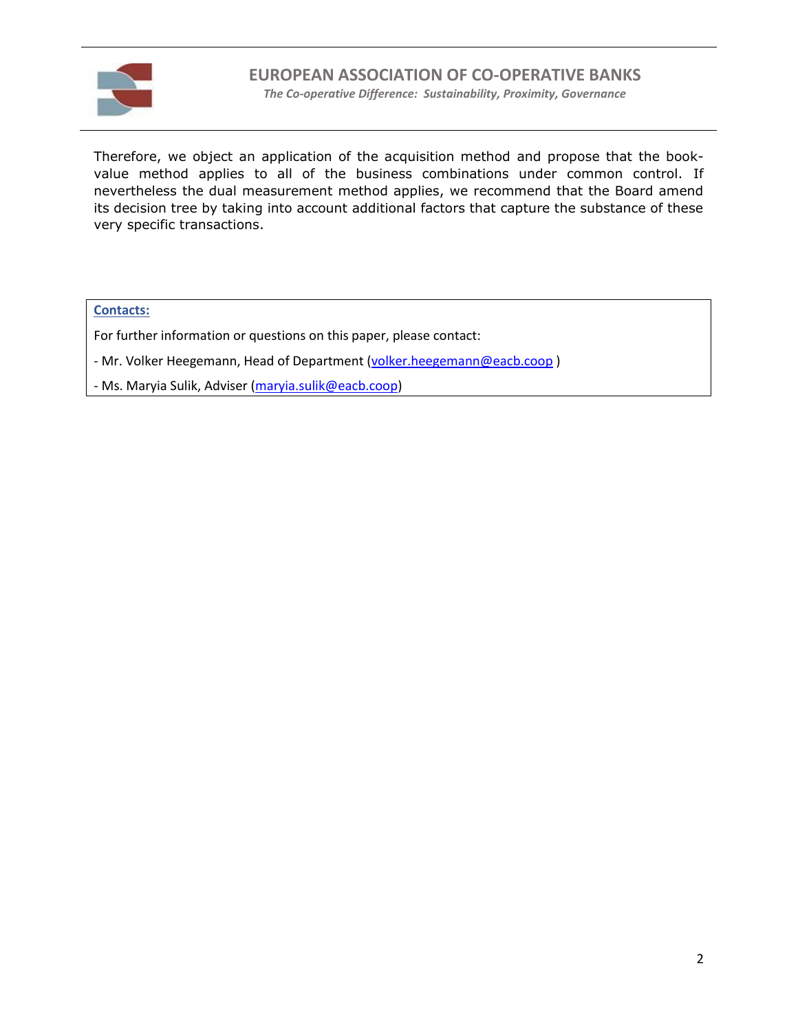Therefore, we object an application of the acquisition method and propose that the book-value method applies to all of the business combinations under common control. If nevertheless the dual measurement method applies, we recommend that the Board amend its decision tree by taking into account additional factors that capture the substance of these very specific transactions.

**Contacts:**

For further information or questions on this paper, please contact:

- Mr. Volker Heegemann, Head of Department (volker.heegemann@eacb.coop )
- Ms. Maryia Sulik, Adviser (maryia.sulik@eacb.coop)